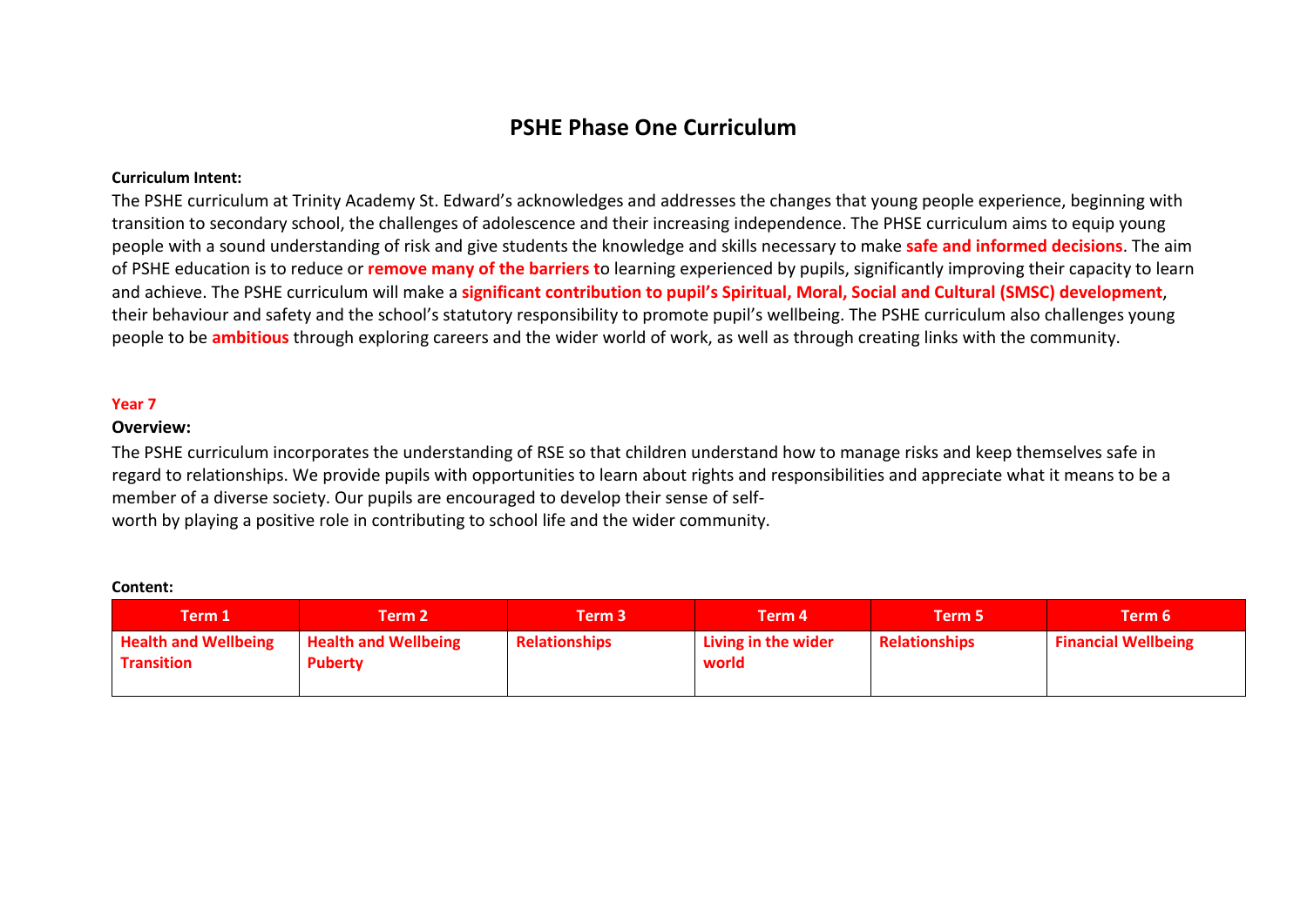# PSHE Phase One Curriculum

**Curriculum Intent:**

The PSHE curriculum at Trinity Academy St. Edward's acknowledges and addresses the changes that young people experience, beginning with transition to secondary school, the challenges of adolescence and their increasing independence. The PHSE curriculum aims to equip young people with a sound understanding of risk and give students the knowledge and skills necessary to make **safe and informed decisions**. The aim of PSHE education is to reduce or **remove many of the barriers t**o learning experienced by pupils, significantly improving their capacity to learn and achieve. The PSHE curriculum will make a **significant contribution to pupil's Spiritual, Moral, Social and Cultural (SMSC) development**, their behaviour and safety and the school's statutory responsibility to promote pupil's wellbeing. The PSHE curriculum also challenges young people to be **ambitious** through exploring careers and the wider world of work, as well as through creating links with the community.

## Year 7

**Overview:**

The PSHE curriculum incorporates the understanding of RSE so that children understand how to manage risks and keep themselves safe in regard to relationships. We provide pupils with opportunities to learn about rights and responsibilities and appreciate what it means to be a member of a diverse society. Our pupils are encouraged to develop their sense of self-worth by playing a positive role in contributing to school life and the wider community.

**Content:**

| Term 1 | Term 2 | Term 3 | Term 4 | Term 5 | Term 6 |
|---|---|---|---|---|---|
| **Health and Wellbeing Transition** | **Health and Wellbeing Puberty** | **Relationships** | **Living in the wider world** | **Relationships** | **Financial Wellbeing** |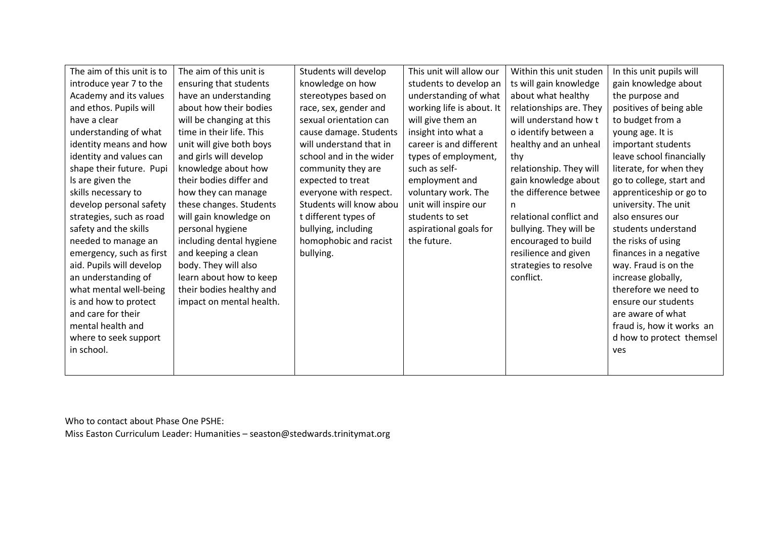| | | | | | |
|---|---|---|---|---|---|
| The aim of this unit is to introduce year 7 to the Academy and its values and ethos. Pupils will have a clear understanding of what identity means and how identity and values can shape their future. Pupils are given the skills necessary to develop personal safety strategies, such as road safety and the skills needed to manage an emergency, such as first aid. Pupils will develop an understanding of what mental well-being is and how to protect and care for their mental health and where to seek support in school. | The aim of this unit is ensuring that students have an understanding about how their bodies will be changing at this time in their life. This unit will give both boys and girls will develop knowledge about how their bodies differ and how they can manage these changes. Students will gain knowledge on personal hygiene including dental hygiene and keeping a clean body. They will also learn about how to keep their bodies healthy and impact on mental health. | Students will develop knowledge on how stereotypes based on race, sex, gender and sexual orientation can cause damage. Students will understand that in school and in the wider community they are expected to treat everyone with respect. Students will know about different types of bullying, including homophobic and racist bullying. | This unit will allow our students to develop an understanding of what working life is about. It will give them an insight into what a career is and different types of employment, such as self-employment and voluntary work. The unit will inspire our students to set aspirational goals for the future. | Within this unit students will gain knowledge about what healthy relationships are. They will understand how to identify between a healthy and an unhealthy relationship. They will gain knowledge about the difference between relational conflict and bullying. They will be encouraged to build resilience and given strategies to resolve conflict. | In this unit pupils will gain knowledge about the purpose and positives of being able to budget from a young age. It is important students leave school financially literate, for when they go to college, start and apprenticeship or go to university. The unit also ensures our students understand the risks of using finances in a negative way. Fraud is on the increase globally, therefore we need to ensure our students are aware of what fraud is, how it works and how to protect themselves |

Who to contact about Phase One PSHE:
Miss Easton Curriculum Leader: Humanities – seaston@stedwards.trinitymat.org